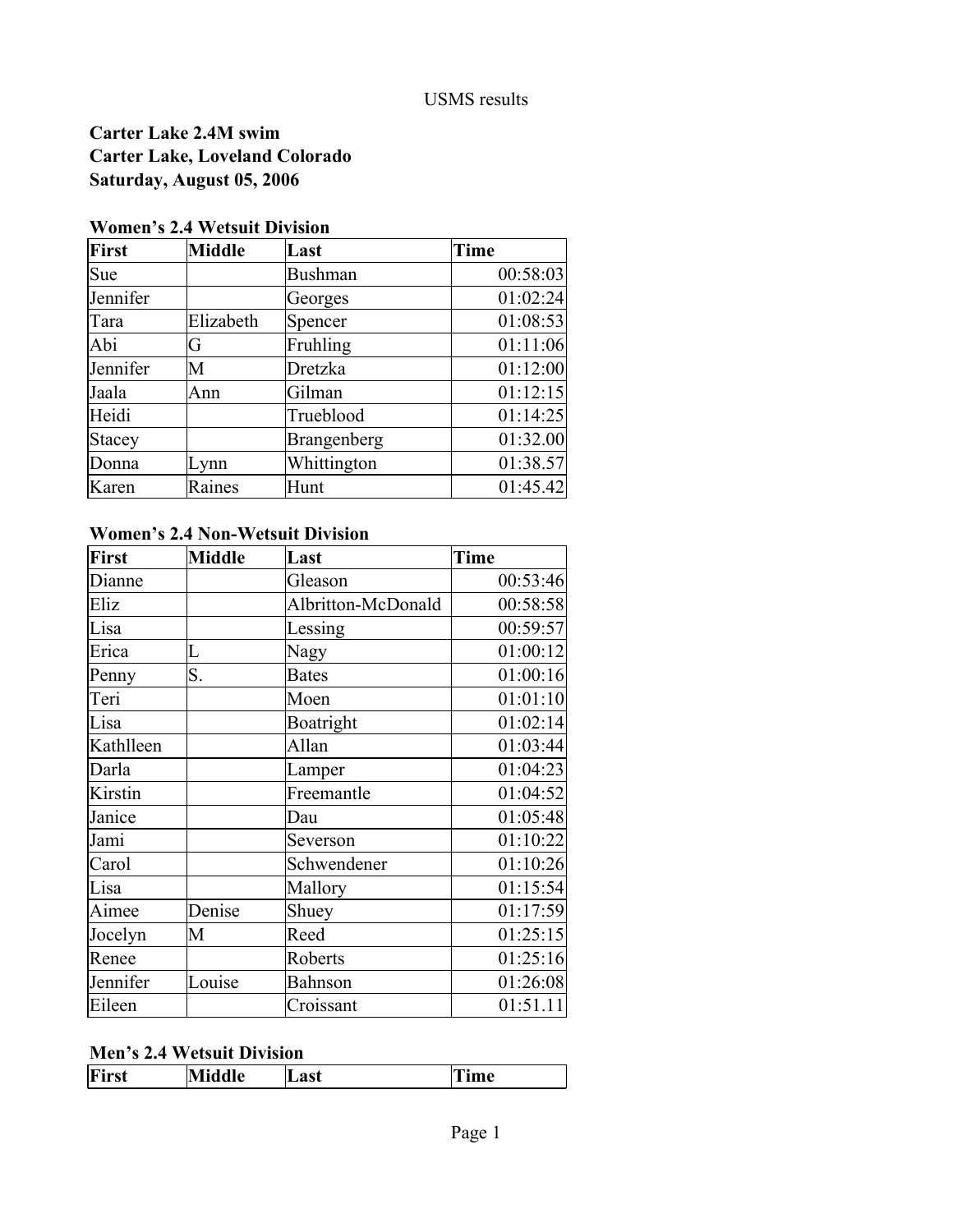USMS results

**Carter Lake 2.4M swim**
**Carter Lake, Loveland Colorado**
**Saturday, August 05, 2006**

### Women's 2.4 Wetsuit Division

| First | Middle | Last | Time |
|---|---|---|---|
| Sue | | Bushman | 00:58:03 |
| Jennifer | | Georges | 01:02:24 |
| Tara | Elizabeth | Spencer | 01:08:53 |
| Abi | G | Fruhling | 01:11:06 |
| Jennifer | M | Dretzka | 01:12:00 |
| Jaala | Ann | Gilman | 01:12:15 |
| Heidi | | Trueblood | 01:14:25 |
| Stacey | | Brangenberg | 01:32.00 |
| Donna | Lynn | Whittington | 01:38.57 |
| Karen | Raines | Hunt | 01:45.42 |

### Women's 2.4 Non-Wetsuit Division

| First | Middle | Last | Time |
|---|---|---|---|
| Dianne | | Gleason | 00:53:46 |
| Eliz | | Albritton-McDonald | 00:58:58 |
| Lisa | | Lessing | 00:59:57 |
| Erica | L | Nagy | 01:00:12 |
| Penny | S. | Bates | 01:00:16 |
| Teri | | Moen | 01:01:10 |
| Lisa | | Boatright | 01:02:14 |
| Kathlleen | | Allan | 01:03:44 |
| Darla | | Lamper | 01:04:23 |
| Kirstin | | Freemantle | 01:04:52 |
| Janice | | Dau | 01:05:48 |
| Jami | | Severson | 01:10:22 |
| Carol | | Schwendener | 01:10:26 |
| Lisa | | Mallory | 01:15:54 |
| Aimee | Denise | Shuey | 01:17:59 |
| Jocelyn | M | Reed | 01:25:15 |
| Renee | | Roberts | 01:25:16 |
| Jennifer | Louise | Bahnson | 01:26:08 |
| Eileen | | Croissant | 01:51.11 |

### Men's 2.4 Wetsuit Division

| First | Middle | Last | Time |
|---|---|---|---|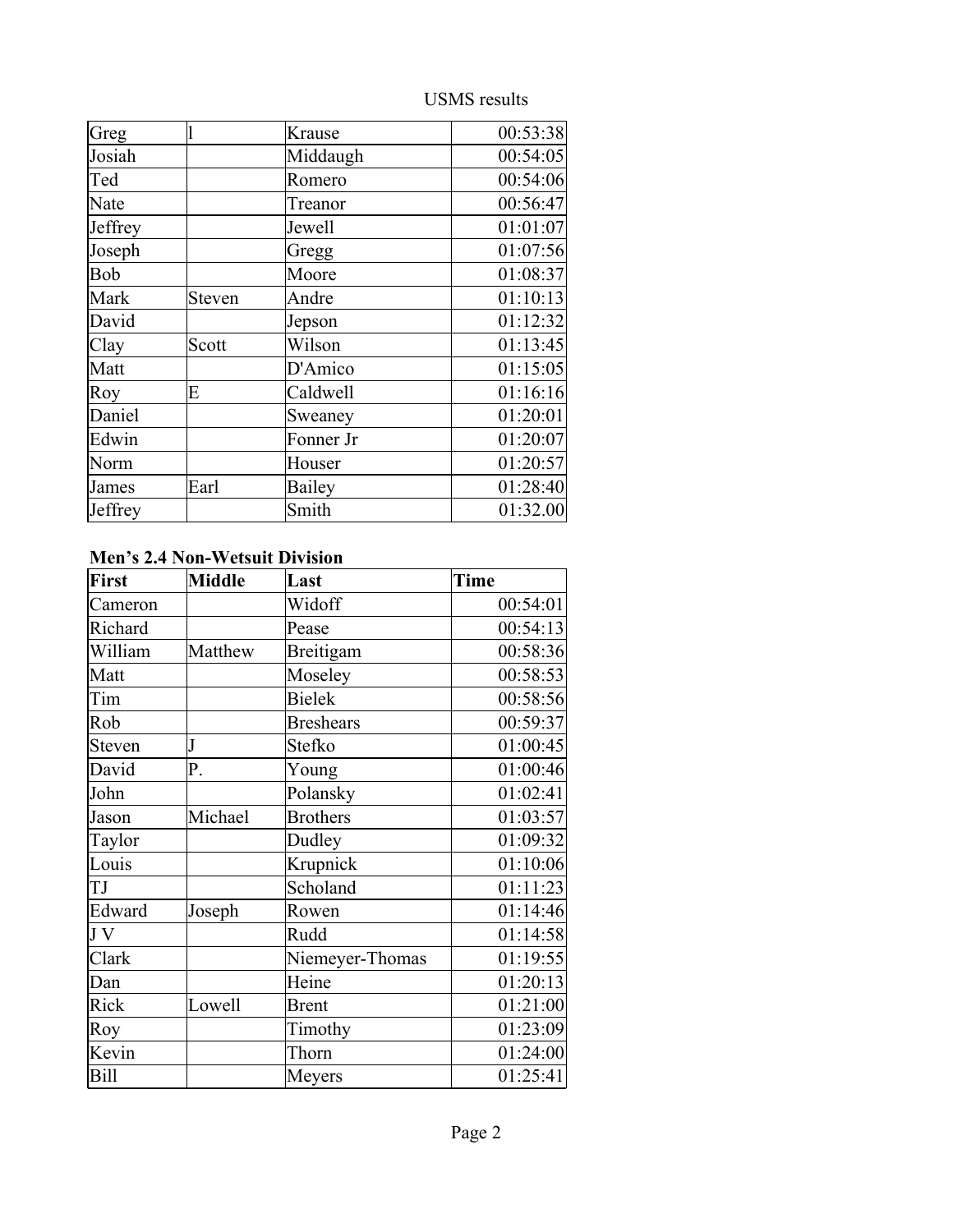| | | | |
|---|---|---|---|
| Greg | l | Krause | 00:53:38 |
| Josiah | | Middaugh | 00:54:05 |
| Ted | | Romero | 00:54:06 |
| Nate | | Treanor | 00:56:47 |
| Jeffrey | | Jewell | 01:01:07 |
| Joseph | | Gregg | 01:07:56 |
| Bob | | Moore | 01:08:37 |
| Mark | Steven | Andre | 01:10:13 |
| David | | Jepson | 01:12:32 |
| Clay | Scott | Wilson | 01:13:45 |
| Matt | | D'Amico | 01:15:05 |
| Roy | E | Caldwell | 01:16:16 |
| Daniel | | Sweaney | 01:20:01 |
| Edwin | | Fonner Jr | 01:20:07 |
| Norm | | Houser | 01:20:57 |
| James | Earl | Bailey | 01:28:40 |
| Jeffrey | | Smith | 01:32.00 |

**Men's 2.4 Non-Wetsuit Division**

| First | Middle | Last | Time |
|---|---|---|---|
| Cameron | | Widoff | 00:54:01 |
| Richard | | Pease | 00:54:13 |
| William | Matthew | Breitigam | 00:58:36 |
| Matt | | Moseley | 00:58:53 |
| Tim | | Bielek | 00:58:56 |
| Rob | | Breshears | 00:59:37 |
| Steven | J | Stefko | 01:00:45 |
| David | P. | Young | 01:00:46 |
| John | | Polansky | 01:02:41 |
| Jason | Michael | Brothers | 01:03:57 |
| Taylor | | Dudley | 01:09:32 |
| Louis | | Krupnick | 01:10:06 |
| TJ | | Scholand | 01:11:23 |
| Edward | Joseph | Rowen | 01:14:46 |
| J V | | Rudd | 01:14:58 |
| Clark | | Niemeyer-Thomas | 01:19:55 |
| Dan | | Heine | 01:20:13 |
| Rick | Lowell | Brent | 01:21:00 |
| Roy | | Timothy | 01:23:09 |
| Kevin | | Thorn | 01:24:00 |
| Bill | | Meyers | 01:25:41 |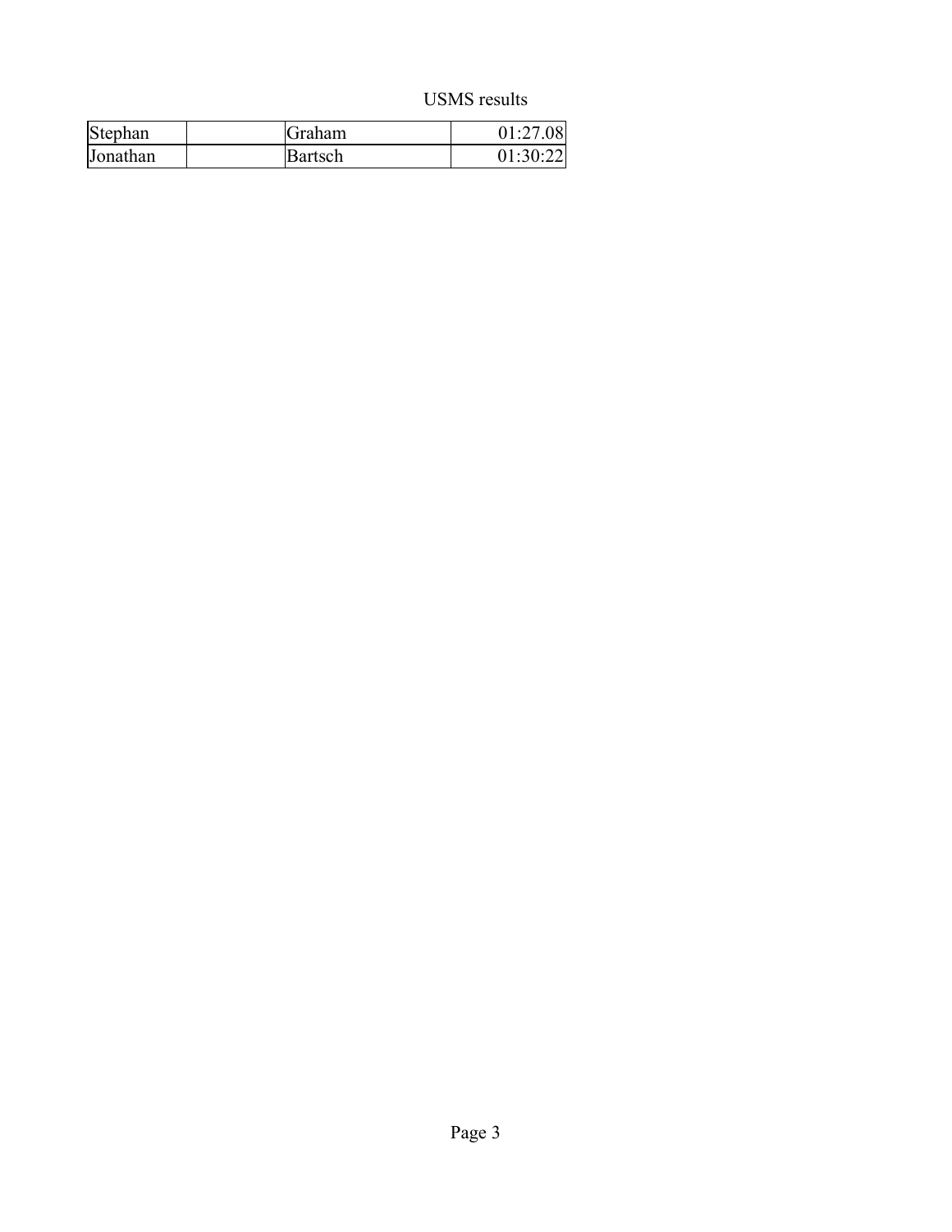USMS results

| | | | |
|---|---|---|---|
| Stephan | | Graham | 01:27.08 |
| Jonathan | | Bartsch | 01:30:22 |